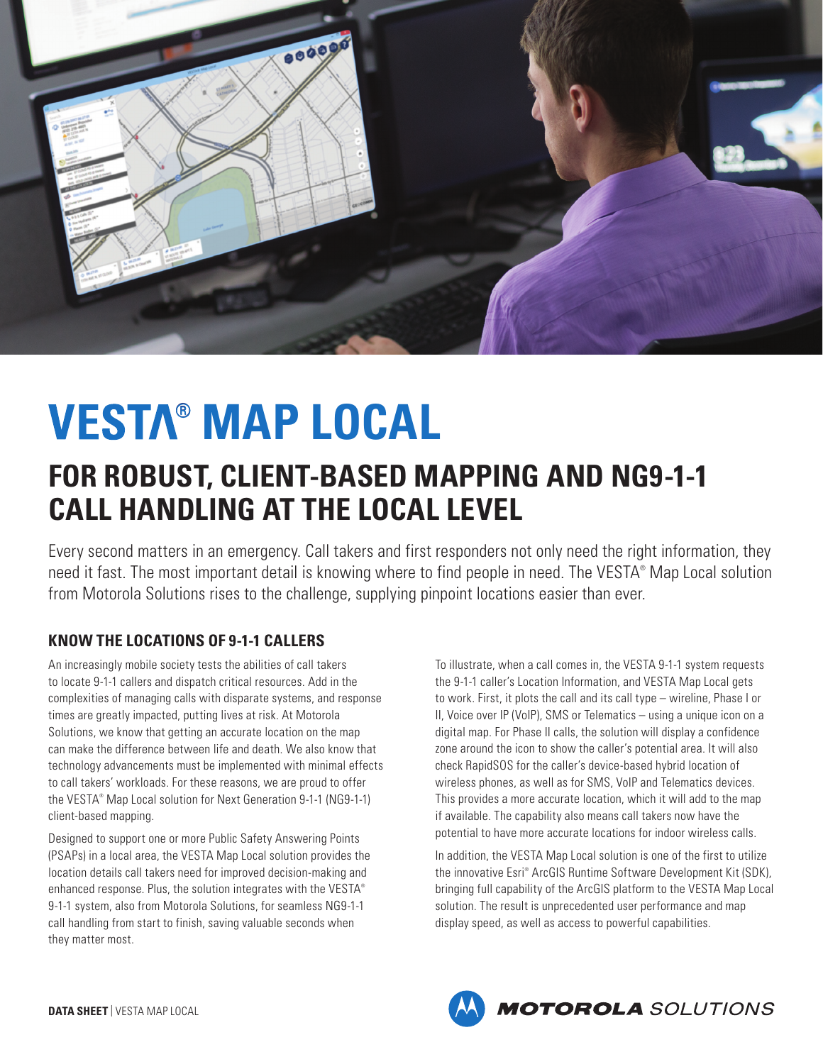# VESTA® MAP LOCAL

## FOR ROBUST, CLIENT-BASED MAPPING AND NG9-1-1 CALL HANDLING AT THE LOCAL LEVEL

Every second matters in an emergency. Call takers and first responders not only need the right information, they need it fast. The most important detail is knowing where to find people in need. The VESTA® Map Local solution from Motorola Solutions rises to the challenge, supplying pinpoint locations easier than ever.

### KNOW THE LOCATIONS OF 9-1-1 CALLERS

An increasingly mobile society tests the abilities of call takers to locate 9-1-1 callers and dispatch critical resources. Add in the complexities of managing calls with disparate systems, and response times are greatly impacted, putting lives at risk. At Motorola Solutions, we know that getting an accurate location on the map can make the difference between life and death. We also know that technology advancements must be implemented with minimal effects to call takers' workloads. For these reasons, we are proud to offer the VESTA® Map Local solution for Next Generation 9-1-1 (NG9-1-1) client-based mapping.

Designed to support one or more Public Safety Answering Points (PSAPs) in a local area, the VESTA Map Local solution provides the location details call takers need for improved decision-making and enhanced response. Plus, the solution integrates with the VESTA® 9-1-1 system, also from Motorola Solutions, for seamless NG9-1-1 call handling from start to finish, saving valuable seconds when they matter most.

To illustrate, when a call comes in, the VESTA 9-1-1 system requests the 9-1-1 caller's Location Information, and VESTA Map Local gets to work. First, it plots the call and its call type – wireline, Phase I or II, Voice over IP (VoIP), SMS or Telematics – using a unique icon on a digital map. For Phase II calls, the solution will display a confidence zone around the icon to show the caller's potential area. It will also check RapidSOS for the caller's device-based hybrid location of wireless phones, as well as for SMS, VoIP and Telematics devices. This provides a more accurate location, which it will add to the map if available. The capability also means call takers now have the potential to have more accurate locations for indoor wireless calls.

In addition, the VESTA Map Local solution is one of the first to utilize the innovative Esri® ArcGIS Runtime Software Development Kit (SDK), bringing full capability of the ArcGIS platform to the VESTA Map Local solution. The result is unprecedented user performance and map display speed, as well as access to powerful capabilities.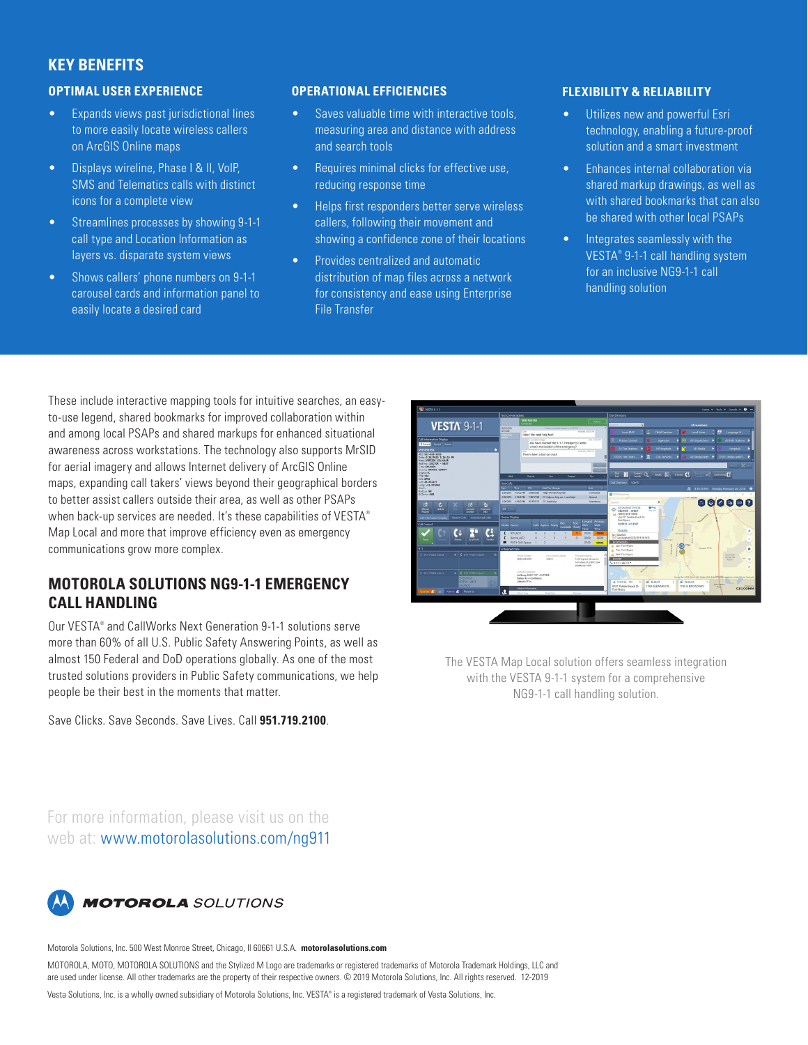## KEY BENEFITS

### OPTIMAL USER EXPERIENCE

- Expands views past jurisdictional lines to more easily locate wireless callers on ArcGIS Online maps
- Displays wireline, Phase I & II, VoIP, SMS and Telematics calls with distinct icons for a complete view
- Streamlines processes by showing 9-1-1 call type and Location Information as layers vs. disparate system views
- Shows callers' phone numbers on 9-1-1 carousel cards and information panel to easily locate a desired card

### OPERATIONAL EFFICIENCIES

- Saves valuable time with interactive tools, measuring area and distance with address and search tools
- Requires minimal clicks for effective use, reducing response time
- Helps first responders better serve wireless callers, following their movement and showing a confidence zone of their locations
- Provides centralized and automatic distribution of map files across a network for consistency and ease using Enterprise File Transfer

### FLEXIBILITY & RELIABILITY

- Utilizes new and powerful Esri technology, enabling a future-proof solution and a smart investment
- Enhances internal collaboration via shared markup drawings, as well as with shared bookmarks that can also be shared with other local PSAPs
- Integrates seamlessly with the VESTA® 9-1-1 call handling system for an inclusive NG9-1-1 call handling solution

These include interactive mapping tools for intuitive searches, an easy-to-use legend, shared bookmarks for improved collaboration within and among local PSAPs and shared markups for enhanced situational awareness across workstations. The technology also supports MrSID for aerial imagery and allows Internet delivery of ArcGIS Online maps, expanding call takers' views beyond their geographical borders to better assist callers outside their area, as well as other PSAPs when back-up services are needed. It's these capabilities of VESTA® Map Local and more that improve efficiency even as emergency communications grow more complex.

The VESTA Map Local solution offers seamless integration with the VESTA 9-1-1 system for a comprehensive NG9-1-1 call handling solution.

## MOTOROLA SOLUTIONS NG9-1-1 EMERGENCY CALL HANDLING

Our VESTA® and CallWorks Next Generation 9-1-1 solutions serve more than 60% of all U.S. Public Safety Answering Points, as well as almost 150 Federal and DoD operations globally. As one of the most trusted solutions providers in Public Safety communications, we help people be their best in the moments that matter.

Save Clicks. Save Seconds. Save Lives. Call **951.719.2100**.

For more information, please visit us on the web at: www.motorolasolutions.com/ng911

MOTOROLA SOLUTIONS

Motorola Solutions, Inc. 500 West Monroe Street, Chicago, Il 60661 U.S.A. **motorolasolutions.com**

MOTOROLA, MOTO, MOTOROLA SOLUTIONS and the Stylized M Logo are trademarks or registered trademarks of Motorola Trademark Holdings, LLC and are used under license. All other trademarks are the property of their respective owners. © 2019 Motorola Solutions, Inc. All rights reserved. 12-2019

Vesta Solutions, Inc. is a wholly owned subsidiary of Motorola Solutions, Inc. VESTA® is a registered trademark of Vesta Solutions, Inc.